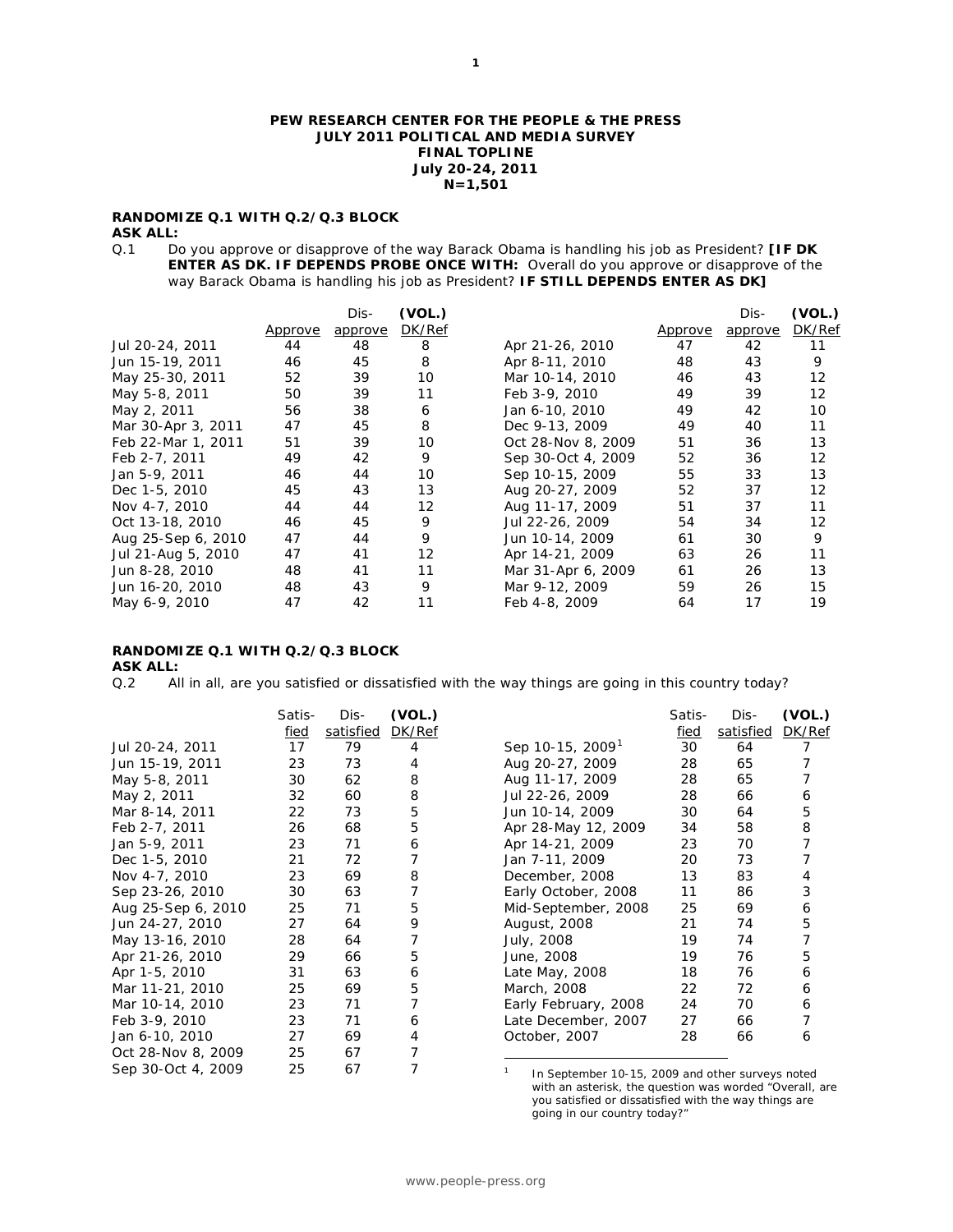**PEW RESEARCH CENTER FOR THE PEOPLE & THE PRESS**
**JULY 2011 POLITICAL AND MEDIA SURVEY**
**FINAL TOPLINE**
**July 20-24, 2011**
**N=1,501**

**RANDOMIZE Q.1 WITH Q.2/Q.3 BLOCK**
**ASK ALL:**

Q.1 Do you approve or disapprove of the way Barack Obama is handling his job as President? **[IF DK ENTER AS DK. IF DEPENDS PROBE ONCE WITH:** Overall do you approve or disapprove of the way Barack Obama is handling his job as President? **IF STILL DEPENDS ENTER AS DK]**

| | Approve | Dis-approve | (VOL.) DK/Ref |
|---|---|---|---|
| Jul 20-24, 2011 | 44 | 48 | 8 |
| Jun 15-19, 2011 | 46 | 45 | 8 |
| May 25-30, 2011 | 52 | 39 | 10 |
| May 5-8, 2011 | 50 | 39 | 11 |
| May 2, 2011 | 56 | 38 | 6 |
| Mar 30-Apr 3, 2011 | 47 | 45 | 8 |
| Feb 22-Mar 1, 2011 | 51 | 39 | 10 |
| Feb 2-7, 2011 | 49 | 42 | 9 |
| Jan 5-9, 2011 | 46 | 44 | 10 |
| Dec 1-5, 2010 | 45 | 43 | 13 |
| Nov 4-7, 2010 | 44 | 44 | 12 |
| Oct 13-18, 2010 | 46 | 45 | 9 |
| Aug 25-Sep 6, 2010 | 47 | 44 | 9 |
| Jul 21-Aug 5, 2010 | 47 | 41 | 12 |
| Jun 8-28, 2010 | 48 | 41 | 11 |
| Jun 16-20, 2010 | 48 | 43 | 9 |
| May 6-9, 2010 | 47 | 42 | 11 |
| Apr 21-26, 2010 | 47 | 42 | 11 |
| Apr 8-11, 2010 | 48 | 43 | 9 |
| Mar 10-14, 2010 | 46 | 43 | 12 |
| Feb 3-9, 2010 | 49 | 39 | 12 |
| Jan 6-10, 2010 | 49 | 42 | 10 |
| Dec 9-13, 2009 | 49 | 40 | 11 |
| Oct 28-Nov 8, 2009 | 51 | 36 | 13 |
| Sep 30-Oct 4, 2009 | 52 | 36 | 12 |
| Sep 10-15, 2009 | 55 | 33 | 13 |
| Aug 20-27, 2009 | 52 | 37 | 12 |
| Aug 11-17, 2009 | 51 | 37 | 11 |
| Jul 22-26, 2009 | 54 | 34 | 12 |
| Jun 10-14, 2009 | 61 | 30 | 9 |
| Apr 14-21, 2009 | 63 | 26 | 11 |
| Mar 31-Apr 6, 2009 | 61 | 26 | 13 |
| Mar 9-12, 2009 | 59 | 26 | 15 |
| Feb 4-8, 2009 | 64 | 17 | 19 |

**RANDOMIZE Q.1 WITH Q.2/Q.3 BLOCK**
**ASK ALL:**

Q.2 All in all, are you satisfied or dissatisfied with the way things are going in this country today?

| | Satis-fied | Dis-satisfied | (VOL.) DK/Ref |
|---|---|---|---|
| Jul 20-24, 2011 | 17 | 79 | 4 |
| Jun 15-19, 2011 | 23 | 73 | 4 |
| May 5-8, 2011 | 30 | 62 | 8 |
| May 2, 2011 | 32 | 60 | 8 |
| Mar 8-14, 2011 | 22 | 73 | 5 |
| Feb 2-7, 2011 | 26 | 68 | 5 |
| Jan 5-9, 2011 | 23 | 71 | 6 |
| Dec 1-5, 2010 | 21 | 72 | 7 |
| Nov 4-7, 2010 | 23 | 69 | 8 |
| Sep 23-26, 2010 | 30 | 63 | 7 |
| Aug 25-Sep 6, 2010 | 25 | 71 | 5 |
| Jun 24-27, 2010 | 27 | 64 | 9 |
| May 13-16, 2010 | 28 | 64 | 7 |
| Apr 21-26, 2010 | 29 | 66 | 5 |
| Apr 1-5, 2010 | 31 | 63 | 6 |
| Mar 11-21, 2010 | 25 | 69 | 5 |
| Mar 10-14, 2010 | 23 | 71 | 7 |
| Feb 3-9, 2010 | 23 | 71 | 6 |
| Jan 6-10, 2010 | 27 | 69 | 4 |
| Oct 28-Nov 8, 2009 | 25 | 67 | 7 |
| Sep 30-Oct 4, 2009 | 25 | 67 | 7 |
| Sep 10-15, 2009[1] | 30 | 64 | 7 |
| Aug 20-27, 2009 | 28 | 65 | 7 |
| Aug 11-17, 2009 | 28 | 65 | 7 |
| Jul 22-26, 2009 | 28 | 66 | 6 |
| Jun 10-14, 2009 | 30 | 64 | 5 |
| Apr 28-May 12, 2009 | 34 | 58 | 8 |
| Apr 14-21, 2009 | 23 | 70 | 7 |
| Jan 7-11, 2009 | 20 | 73 | 7 |
| December, 2008 | 13 | 83 | 4 |
| Early October, 2008 | 11 | 86 | 3 |
| Mid-September, 2008 | 25 | 69 | 6 |
| August, 2008 | 21 | 74 | 5 |
| July, 2008 | 19 | 74 | 7 |
| June, 2008 | 19 | 76 | 5 |
| Late May, 2008 | 18 | 76 | 6 |
| March, 2008 | 22 | 72 | 6 |
| Early February, 2008 | 24 | 70 | 6 |
| Late December, 2007 | 27 | 66 | 7 |
| October, 2007 | 28 | 66 | 6 |

[1] In September 10-15, 2009 and other surveys noted with an asterisk, the question was worded "Overall, are you satisfied or dissatisfied with the way things are going in our country today?"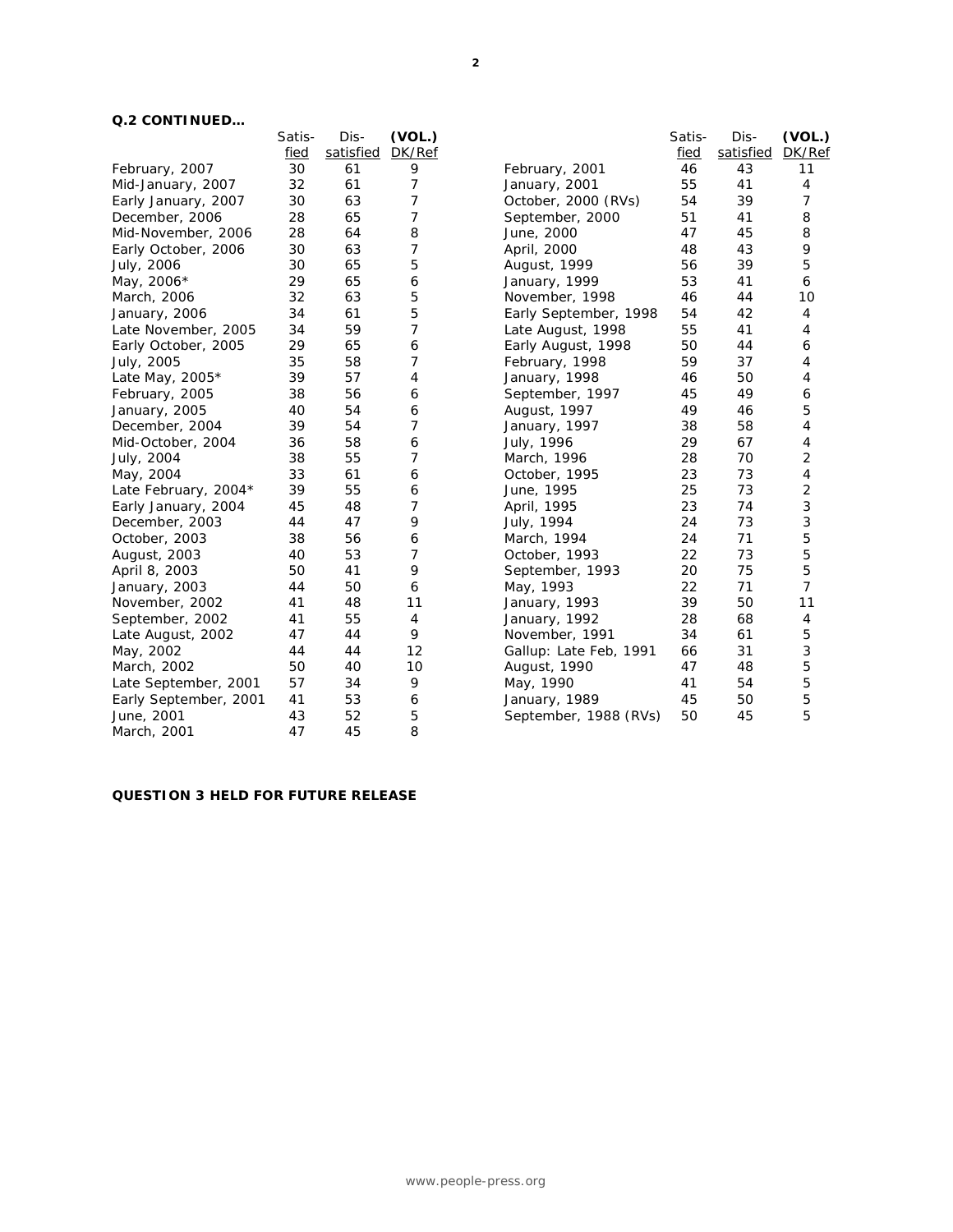**Q.2 CONTINUED…**

| | Satis-fied | Dis-satisfied | (VOL.) DK/Ref |
|---|---|---|---|
| February, 2007 | 30 | 61 | 9 |
| Mid-January, 2007 | 32 | 61 | 7 |
| Early January, 2007 | 30 | 63 | 7 |
| December, 2006 | 28 | 65 | 7 |
| Mid-November, 2006 | 28 | 64 | 8 |
| Early October, 2006 | 30 | 63 | 7 |
| July, 2006 | 30 | 65 | 5 |
| May, 2006* | 29 | 65 | 6 |
| March, 2006 | 32 | 63 | 5 |
| January, 2006 | 34 | 61 | 5 |
| Late November, 2005 | 34 | 59 | 7 |
| Early October, 2005 | 29 | 65 | 6 |
| July, 2005 | 35 | 58 | 7 |
| Late May, 2005* | 39 | 57 | 4 |
| February, 2005 | 38 | 56 | 6 |
| January, 2005 | 40 | 54 | 6 |
| December, 2004 | 39 | 54 | 7 |
| Mid-October, 2004 | 36 | 58 | 6 |
| July, 2004 | 38 | 55 | 7 |
| May, 2004 | 33 | 61 | 6 |
| Late February, 2004* | 39 | 55 | 6 |
| Early January, 2004 | 45 | 48 | 7 |
| December, 2003 | 44 | 47 | 9 |
| October, 2003 | 38 | 56 | 6 |
| August, 2003 | 40 | 53 | 7 |
| April 8, 2003 | 50 | 41 | 9 |
| January, 2003 | 44 | 50 | 6 |
| November, 2002 | 41 | 48 | 11 |
| September, 2002 | 41 | 55 | 4 |
| Late August, 2002 | 47 | 44 | 9 |
| May, 2002 | 44 | 44 | 12 |
| March, 2002 | 50 | 40 | 10 |
| Late September, 2001 | 57 | 34 | 9 |
| Early September, 2001 | 41 | 53 | 6 |
| June, 2001 | 43 | 52 | 5 |
| March, 2001 | 47 | 45 | 8 |
| February, 2001 | 46 | 43 | 11 |
| January, 2001 | 55 | 41 | 4 |
| October, 2000 (RVs) | 54 | 39 | 7 |
| September, 2000 | 51 | 41 | 8 |
| June, 2000 | 47 | 45 | 8 |
| April, 2000 | 48 | 43 | 9 |
| August, 1999 | 56 | 39 | 5 |
| January, 1999 | 53 | 41 | 6 |
| November, 1998 | 46 | 44 | 10 |
| Early September, 1998 | 54 | 42 | 4 |
| Late August, 1998 | 55 | 41 | 4 |
| Early August, 1998 | 50 | 44 | 6 |
| February, 1998 | 59 | 37 | 4 |
| January, 1998 | 46 | 50 | 4 |
| September, 1997 | 45 | 49 | 6 |
| August, 1997 | 49 | 46 | 5 |
| January, 1997 | 38 | 58 | 4 |
| July, 1996 | 29 | 67 | 4 |
| March, 1996 | 28 | 70 | 2 |
| October, 1995 | 23 | 73 | 4 |
| June, 1995 | 25 | 73 | 2 |
| April, 1995 | 23 | 74 | 3 |
| July, 1994 | 24 | 73 | 3 |
| March, 1994 | 24 | 71 | 5 |
| October, 1993 | 22 | 73 | 5 |
| September, 1993 | 20 | 75 | 5 |
| May, 1993 | 22 | 71 | 7 |
| January, 1993 | 39 | 50 | 11 |
| January, 1992 | 28 | 68 | 4 |
| November, 1991 | 34 | 61 | 5 |
| Gallup: Late Feb, 1991 | 66 | 31 | 3 |
| August, 1990 | 47 | 48 | 5 |
| May, 1990 | 41 | 54 | 5 |
| January, 1989 | 45 | 50 | 5 |
| September, 1988 (RVs) | 50 | 45 | 5 |

**QUESTION 3 HELD FOR FUTURE RELEASE**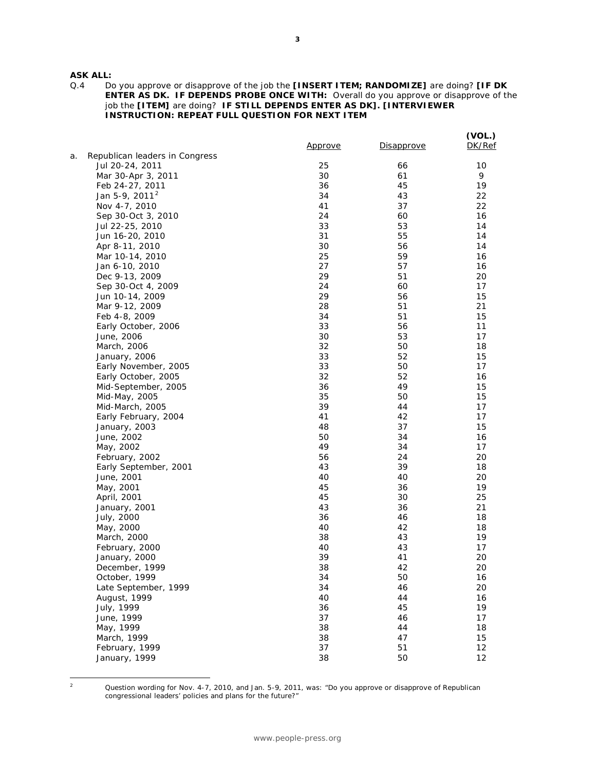**ASK ALL:**

Q.4 Do you approve or disapprove of the job the **[INSERT ITEM; RANDOMIZE]** are doing? **[IF DK ENTER AS DK. IF DEPENDS PROBE ONCE WITH:** Overall do you approve or disapprove of the job the **[ITEM]** are doing? **IF STILL DEPENDS ENTER AS DK]. [INTERVIEWER INSTRUCTION: REPEAT FULL QUESTION FOR NEXT ITEM**

| | Approve | Disapprove | (VOL.) DK/Ref |
|---|---|---|---|
| a. Republican leaders in Congress | | | |
| Jul 20-24, 2011 | 25 | 66 | 10 |
| Mar 30-Apr 3, 2011 | 30 | 61 | 9 |
| Feb 24-27, 2011 | 36 | 45 | 19 |
| Jan 5-9, 2011[2] | 34 | 43 | 22 |
| Nov 4-7, 2010 | 41 | 37 | 22 |
| Sep 30-Oct 3, 2010 | 24 | 60 | 16 |
| Jul 22-25, 2010 | 33 | 53 | 14 |
| Jun 16-20, 2010 | 31 | 55 | 14 |
| Apr 8-11, 2010 | 30 | 56 | 14 |
| Mar 10-14, 2010 | 25 | 59 | 16 |
| Jan 6-10, 2010 | 27 | 57 | 16 |
| Dec 9-13, 2009 | 29 | 51 | 20 |
| Sep 30-Oct 4, 2009 | 24 | 60 | 17 |
| Jun 10-14, 2009 | 29 | 56 | 15 |
| Mar 9-12, 2009 | 28 | 51 | 21 |
| Feb 4-8, 2009 | 34 | 51 | 15 |
| Early October, 2006 | 33 | 56 | 11 |
| June, 2006 | 30 | 53 | 17 |
| March, 2006 | 32 | 50 | 18 |
| January, 2006 | 33 | 52 | 15 |
| Early November, 2005 | 33 | 50 | 17 |
| Early October, 2005 | 32 | 52 | 16 |
| Mid-September, 2005 | 36 | 49 | 15 |
| Mid-May, 2005 | 35 | 50 | 15 |
| Mid-March, 2005 | 39 | 44 | 17 |
| Early February, 2004 | 41 | 42 | 17 |
| January, 2003 | 48 | 37 | 15 |
| June, 2002 | 50 | 34 | 16 |
| May, 2002 | 49 | 34 | 17 |
| February, 2002 | 56 | 24 | 20 |
| Early September, 2001 | 43 | 39 | 18 |
| June, 2001 | 40 | 40 | 20 |
| May, 2001 | 45 | 36 | 19 |
| April, 2001 | 45 | 30 | 25 |
| January, 2001 | 43 | 36 | 21 |
| July, 2000 | 36 | 46 | 18 |
| May, 2000 | 40 | 42 | 18 |
| March, 2000 | 38 | 43 | 19 |
| February, 2000 | 40 | 43 | 17 |
| January, 2000 | 39 | 41 | 20 |
| December, 1999 | 38 | 42 | 20 |
| October, 1999 | 34 | 50 | 16 |
| Late September, 1999 | 34 | 46 | 20 |
| August, 1999 | 40 | 44 | 16 |
| July, 1999 | 36 | 45 | 19 |
| June, 1999 | 37 | 46 | 17 |
| May, 1999 | 38 | 44 | 18 |
| March, 1999 | 38 | 47 | 15 |
| February, 1999 | 37 | 51 | 12 |
| January, 1999 | 38 | 50 | 12 |

[2] Question wording for Nov. 4-7, 2010, and Jan. 5-9, 2011, was: "Do you approve or disapprove of Republican congressional leaders' policies and plans for the future?"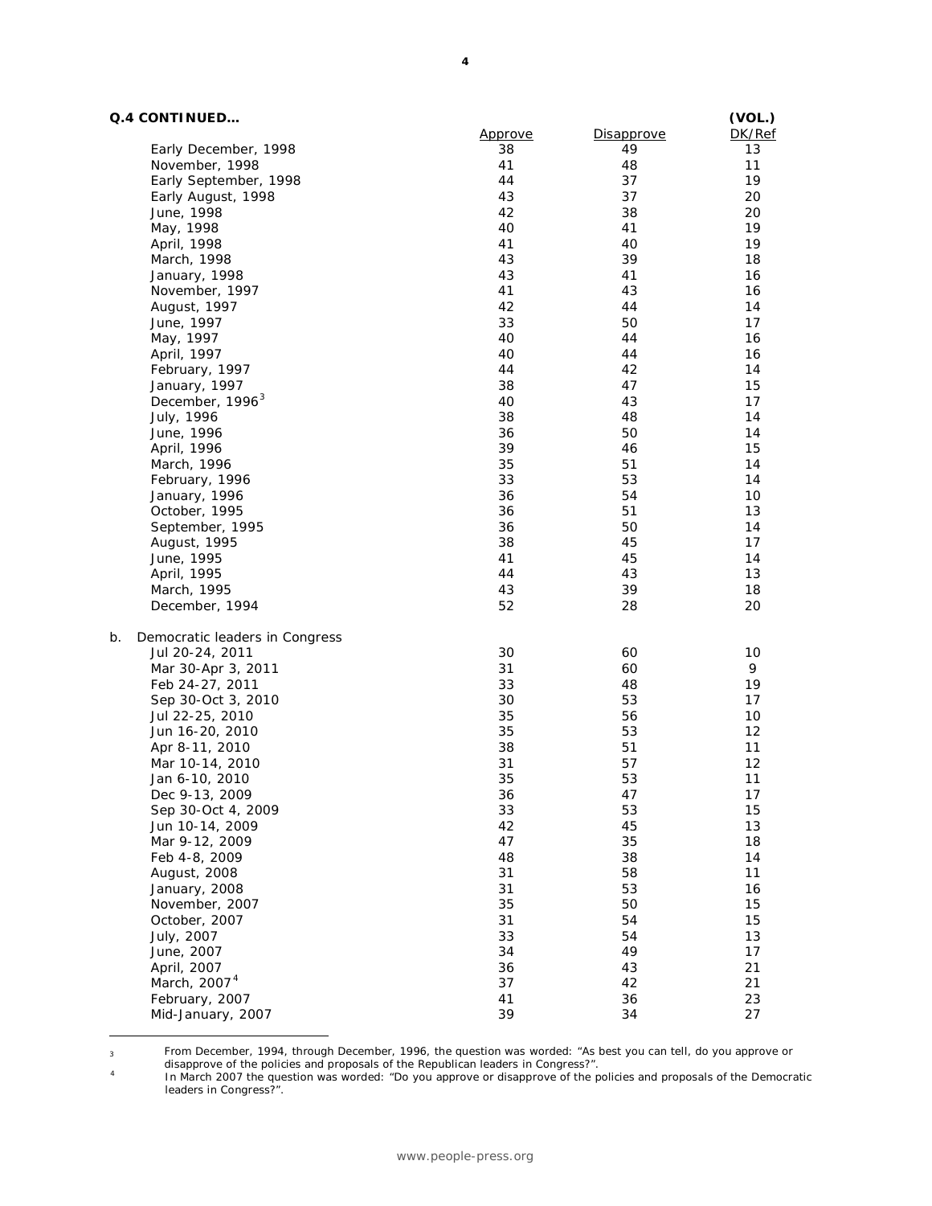**Q.4 CONTINUED…**

| | Approve | Disapprove | (VOL.) DK/Ref |
|---|---|---|---|
| Early December, 1998 | 38 | 49 | 13 |
| November, 1998 | 41 | 48 | 11 |
| Early September, 1998 | 44 | 37 | 19 |
| Early August, 1998 | 43 | 37 | 20 |
| June, 1998 | 42 | 38 | 20 |
| May, 1998 | 40 | 41 | 19 |
| April, 1998 | 41 | 40 | 19 |
| March, 1998 | 43 | 39 | 18 |
| January, 1998 | 43 | 41 | 16 |
| November, 1997 | 41 | 43 | 16 |
| August, 1997 | 42 | 44 | 14 |
| June, 1997 | 33 | 50 | 17 |
| May, 1997 | 40 | 44 | 16 |
| April, 1997 | 40 | 44 | 16 |
| February, 1997 | 44 | 42 | 14 |
| January, 1997 | 38 | 47 | 15 |
| December, 1996[3] | 40 | 43 | 17 |
| July, 1996 | 38 | 48 | 14 |
| June, 1996 | 36 | 50 | 14 |
| April, 1996 | 39 | 46 | 15 |
| March, 1996 | 35 | 51 | 14 |
| February, 1996 | 33 | 53 | 14 |
| January, 1996 | 36 | 54 | 10 |
| October, 1995 | 36 | 51 | 13 |
| September, 1995 | 36 | 50 | 14 |
| August, 1995 | 38 | 45 | 17 |
| June, 1995 | 41 | 45 | 14 |
| April, 1995 | 44 | 43 | 13 |
| March, 1995 | 43 | 39 | 18 |
| December, 1994 | 52 | 28 | 20 |
| **b. Democratic leaders in Congress** | | | |
| Jul 20-24, 2011 | 30 | 60 | 10 |
| Mar 30-Apr 3, 2011 | 31 | 60 | 9 |
| Feb 24-27, 2011 | 33 | 48 | 19 |
| Sep 30-Oct 3, 2010 | 30 | 53 | 17 |
| Jul 22-25, 2010 | 35 | 56 | 10 |
| Jun 16-20, 2010 | 35 | 53 | 12 |
| Apr 8-11, 2010 | 38 | 51 | 11 |
| Mar 10-14, 2010 | 31 | 57 | 12 |
| Jan 6-10, 2010 | 35 | 53 | 11 |
| Dec 9-13, 2009 | 36 | 47 | 17 |
| Sep 30-Oct 4, 2009 | 33 | 53 | 15 |
| Jun 10-14, 2009 | 42 | 45 | 13 |
| Mar 9-12, 2009 | 47 | 35 | 18 |
| Feb 4-8, 2009 | 48 | 38 | 14 |
| August, 2008 | 31 | 58 | 11 |
| January, 2008 | 31 | 53 | 16 |
| November, 2007 | 35 | 50 | 15 |
| October, 2007 | 31 | 54 | 15 |
| July, 2007 | 33 | 54 | 13 |
| June, 2007 | 34 | 49 | 17 |
| April, 2007 | 36 | 43 | 21 |
| March, 2007[4] | 37 | 42 | 21 |
| February, 2007 | 41 | 36 | 23 |
| Mid-January, 2007 | 39 | 34 | 27 |

[3] From December, 1994, through December, 1996, the question was worded: "As best you can tell, do you approve or disapprove of the policies and proposals of the Republican leaders in Congress?".

[4] In March 2007 the question was worded: "Do you approve or disapprove of the policies and proposals of the Democratic leaders in Congress?".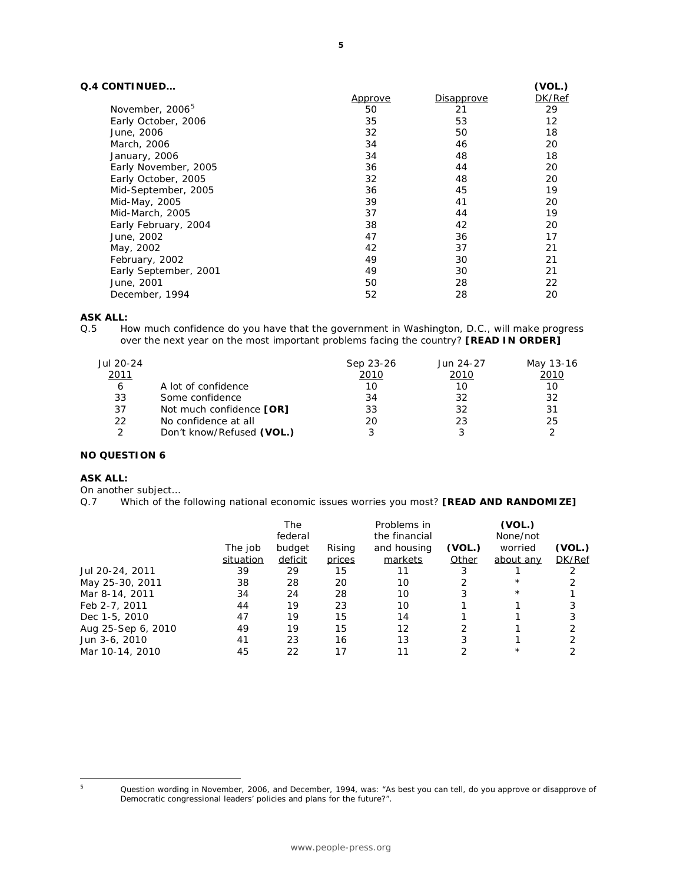**Q.4 CONTINUED…**

| | Approve | Disapprove | (VOL.) DK/Ref |
|---|---|---|---|
| November, 2006[5] | 50 | 21 | 29 |
| Early October, 2006 | 35 | 53 | 12 |
| June, 2006 | 32 | 50 | 18 |
| March, 2006 | 34 | 46 | 20 |
| January, 2006 | 34 | 48 | 18 |
| Early November, 2005 | 36 | 44 | 20 |
| Early October, 2005 | 32 | 48 | 20 |
| Mid-September, 2005 | 36 | 45 | 19 |
| Mid-May, 2005 | 39 | 41 | 20 |
| Mid-March, 2005 | 37 | 44 | 19 |
| Early February, 2004 | 38 | 42 | 20 |
| June, 2002 | 47 | 36 | 17 |
| May, 2002 | 42 | 37 | 21 |
| February, 2002 | 49 | 30 | 21 |
| Early September, 2001 | 49 | 30 | 21 |
| June, 2001 | 50 | 28 | 22 |
| December, 1994 | 52 | 28 | 20 |

**ASK ALL:**

Q.5 How much confidence do you have that the government in Washington, D.C., will make progress over the next year on the most important problems facing the country? **[READ IN ORDER]**

| Jul 20-24 2011 | | Sep 23-26 2010 | Jun 24-27 2010 | May 13-16 2010 |
|---|---|---|---|---|
| 6 | A lot of confidence | 10 | 10 | 10 |
| 33 | Some confidence | 34 | 32 | 32 |
| 37 | Not much confidence **[OR]** | 33 | 32 | 31 |
| 22 | No confidence at all | 20 | 23 | 25 |
| 2 | Don't know/Refused **(VOL.)** | 3 | 3 | 2 |

**NO QUESTION 6**

**ASK ALL:**

On another subject…

Q.7 Which of the following national economic issues worries you most? **[READ AND RANDOMIZE]**

| | The job situation | The federal budget deficit | Rising prices | Problems in the financial and housing markets | (VOL.) Other | (VOL.) None/not worried about any | (VOL.) DK/Ref |
|---|---|---|---|---|---|---|---|
| Jul 20-24, 2011 | 39 | 29 | 15 | 11 | 3 | 1 | 2 |
| May 25-30, 2011 | 38 | 28 | 20 | 10 | 2 | * | 2 |
| Mar 8-14, 2011 | 34 | 24 | 28 | 10 | 3 | * | 1 |
| Feb 2-7, 2011 | 44 | 19 | 23 | 10 | 1 | 1 | 3 |
| Dec 1-5, 2010 | 47 | 19 | 15 | 14 | 1 | 1 | 3 |
| Aug 25-Sep 6, 2010 | 49 | 19 | 15 | 12 | 2 | 1 | 2 |
| Jun 3-6, 2010 | 41 | 23 | 16 | 13 | 3 | 1 | 2 |
| Mar 10-14, 2010 | 45 | 22 | 17 | 11 | 2 | * | 2 |

[5] Question wording in November, 2006, and December, 1994, was: "As best you can tell, do you approve or disapprove of Democratic congressional leaders' policies and plans for the future?".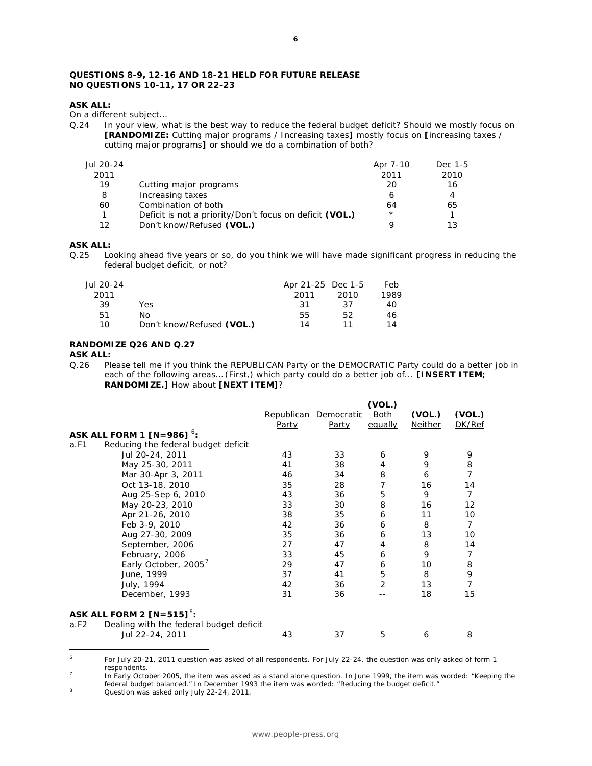**QUESTIONS 8-9, 12-16 AND 18-21 HELD FOR FUTURE RELEASE**
**NO QUESTIONS 10-11, 17 OR 22-23**

**ASK ALL:**
On a different subject…
Q.24 In your view, what is the best way to reduce the federal budget deficit? Should we mostly focus on **[RANDOMIZE:** Cutting major programs / Increasing taxes**]** mostly focus on **[**increasing taxes / cutting major programs**]** or should we do a combination of both?

| Jul 20-24 2011 | | Apr 7-10 2011 | Dec 1-5 2010 |
|---|---|---|---|
| 19 | Cutting major programs | 20 | 16 |
| 8 | Increasing taxes | 6 | 4 |
| 60 | Combination of both | 64 | 65 |
| 1 | Deficit is not a priority/Don't focus on deficit **(VOL.)** | * | 1 |
| 12 | Don't know/Refused **(VOL.)** | 9 | 13 |

**ASK ALL:**
Q.25 Looking ahead five years or so, do you think we will have made significant progress in reducing the federal budget deficit, or not?

| Jul 20-24 2011 | | Apr 21-25 2011 | Dec 1-5 2010 | Feb 1989 |
|---|---|---|---|---|
| 39 | Yes | 31 | 37 | 40 |
| 51 | No | 55 | 52 | 46 |
| 10 | Don't know/Refused **(VOL.)** | 14 | 11 | 14 |

**RANDOMIZE Q26 AND Q.27**
**ASK ALL:**
Q.26 Please tell me if you think the REPUBLICAN Party or the DEMOCRATIC Party could do a better job in each of the following areas… (First,) which party could do a better job of… **[INSERT ITEM; RANDOMIZE.]** How about **[NEXT ITEM]**?

| | Republican Party | Democratic Party | **(VOL.)** Both equally | **(VOL.)** Neither | **(VOL.)** DK/Ref |
|---|---|---|---|---|---|
| **ASK ALL FORM 1 [N=986]** [6]**:** | | | | | |
| a.F1 Reducing the federal budget deficit | | | | | |
| Jul 20-24, 2011 | 43 | 33 | 6 | 9 | 9 |
| May 25-30, 2011 | 41 | 38 | 4 | 9 | 8 |
| Mar 30-Apr 3, 2011 | 46 | 34 | 8 | 6 | 7 |
| Oct 13-18, 2010 | 35 | 28 | 7 | 16 | 14 |
| Aug 25-Sep 6, 2010 | 43 | 36 | 5 | 9 | 7 |
| May 20-23, 2010 | 33 | 30 | 8 | 16 | 12 |
| Apr 21-26, 2010 | 38 | 35 | 6 | 11 | 10 |
| Feb 3-9, 2010 | 42 | 36 | 6 | 8 | 7 |
| Aug 27-30, 2009 | 35 | 36 | 6 | 13 | 10 |
| September, 2006 | 27 | 47 | 4 | 8 | 14 |
| February, 2006 | 33 | 45 | 6 | 9 | 7 |
| Early October, 2005[7] | 29 | 47 | 6 | 10 | 8 |
| June, 1999 | 37 | 41 | 5 | 8 | 9 |
| July, 1994 | 42 | 36 | 2 | 13 | 7 |
| December, 1993 | 31 | 36 | -- | 18 | 15 |
| **ASK ALL FORM 2 [N=515]** [8]**:** | | | | | |
| a.F2 Dealing with the federal budget deficit | | | | | |
| Jul 22-24, 2011 | 43 | 37 | 5 | 6 | 8 |

[6] For July 20-21, 2011 question was asked of all respondents. For July 22-24, the question was only asked of form 1 respondents.
[7] In Early October 2005, the item was asked as a stand alone question. In June 1999, the item was worded: "Keeping the federal budget balanced." In December 1993 the item was worded: "Reducing the budget deficit."
[8] Question was asked only July 22-24, 2011.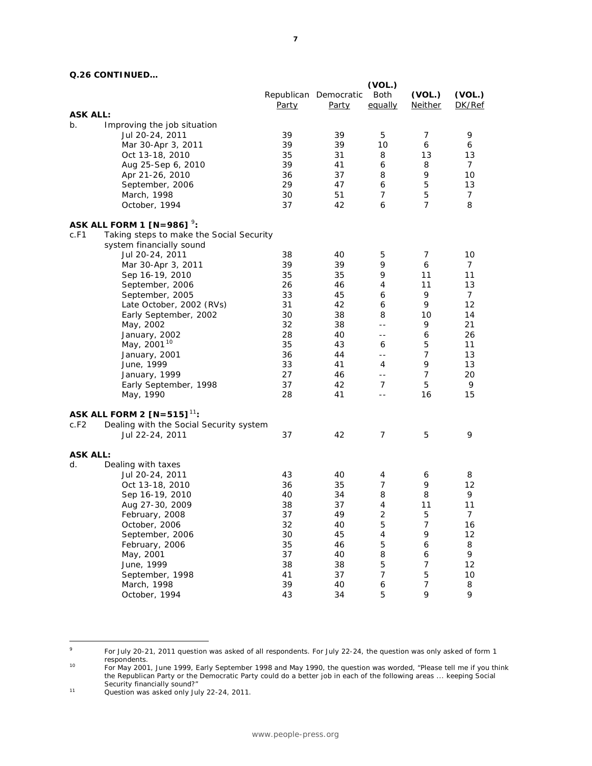**Q.26 CONTINUED…**

| | | Republican Party | Democratic Party | (VOL.) Both equally | (VOL.) Neither | (VOL.) DK/Ref |
|---|---|---|---|---|---|---|
| **ASK ALL:** | | | | | | |
| b. | Improving the job situation | | | | | |
| | Jul 20-24, 2011 | 39 | 39 | 5 | 7 | 9 |
| | Mar 30-Apr 3, 2011 | 39 | 39 | 10 | 6 | 6 |
| | Oct 13-18, 2010 | 35 | 31 | 8 | 13 | 13 |
| | Aug 25-Sep 6, 2010 | 39 | 41 | 6 | 8 | 7 |
| | Apr 21-26, 2010 | 36 | 37 | 8 | 9 | 10 |
| | September, 2006 | 29 | 47 | 6 | 5 | 13 |
| | March, 1998 | 30 | 51 | 7 | 5 | 7 |
| | October, 1994 | 37 | 42 | 6 | 7 | 8 |
| **ASK ALL FORM 1 [N=986]** [9]**:** | | | | | | |
| c.F1 | Taking steps to make the Social Security system financially sound | | | | | |
| | Jul 20-24, 2011 | 38 | 40 | 5 | 7 | 10 |
| | Mar 30-Apr 3, 2011 | 39 | 39 | 9 | 6 | 7 |
| | Sep 16-19, 2010 | 35 | 35 | 9 | 11 | 11 |
| | September, 2006 | 26 | 46 | 4 | 11 | 13 |
| | September, 2005 | 33 | 45 | 6 | 9 | 7 |
| | Late October, 2002 (RVs) | 31 | 42 | 6 | 9 | 12 |
| | Early September, 2002 | 30 | 38 | 8 | 10 | 14 |
| | May, 2002 | 32 | 38 | -- | 9 | 21 |
| | January, 2002 | 28 | 40 | -- | 6 | 26 |
| | May, 2001 [10] | 35 | 43 | 6 | 5 | 11 |
| | January, 2001 | 36 | 44 | -- | 7 | 13 |
| | June, 1999 | 33 | 41 | 4 | 9 | 13 |
| | January, 1999 | 27 | 46 | -- | 7 | 20 |
| | Early September, 1998 | 37 | 42 | 7 | 5 | 9 |
| | May, 1990 | 28 | 41 | -- | 16 | 15 |
| **ASK ALL FORM 2 [N=515]** [11]**:** | | | | | | |
| c.F2 | Dealing with the Social Security system | | | | | |
| | Jul 22-24, 2011 | 37 | 42 | 7 | 5 | 9 |
| **ASK ALL:** | | | | | | |
| d. | Dealing with taxes | | | | | |
| | Jul 20-24, 2011 | 43 | 40 | 4 | 6 | 8 |
| | Oct 13-18, 2010 | 36 | 35 | 7 | 9 | 12 |
| | Sep 16-19, 2010 | 40 | 34 | 8 | 8 | 9 |
| | Aug 27-30, 2009 | 38 | 37 | 4 | 11 | 11 |
| | February, 2008 | 37 | 49 | 2 | 5 | 7 |
| | October, 2006 | 32 | 40 | 5 | 7 | 16 |
| | September, 2006 | 30 | 45 | 4 | 9 | 12 |
| | February, 2006 | 35 | 46 | 5 | 6 | 8 |
| | May, 2001 | 37 | 40 | 8 | 6 | 9 |
| | June, 1999 | 38 | 38 | 5 | 7 | 12 |
| | September, 1998 | 41 | 37 | 7 | 5 | 10 |
| | March, 1998 | 39 | 40 | 6 | 7 | 8 |
| | October, 1994 | 43 | 34 | 5 | 9 | 9 |

---

[9] For July 20-21, 2011 question was asked of all respondents. For July 22-24, the question was only asked of form 1 respondents.

[10] For May 2001, June 1999, Early September 1998 and May 1990, the question was worded, "Please tell me if you think the Republican Party or the Democratic Party could do a better job in each of the following areas ... keeping Social Security financially sound?"

[11] Question was asked only July 22-24, 2011.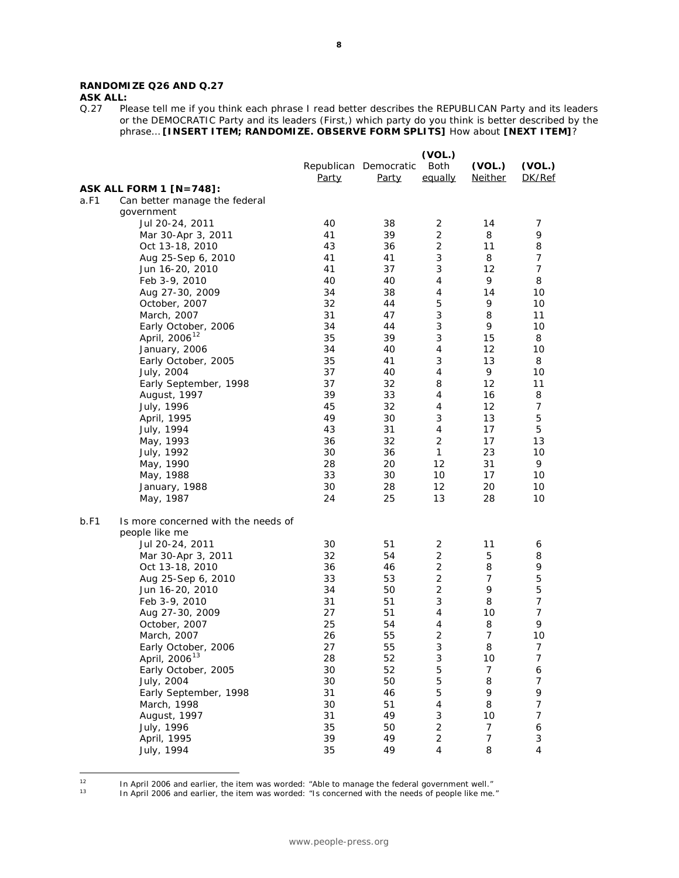**RANDOMIZE Q26 AND Q.27**

**ASK ALL:**

Q.27 Please tell me if you think each phrase I read better describes the REPUBLICAN Party and its leaders or the DEMOCRATIC Party and its leaders (First,) which party do you think is better described by the phrase... **[INSERT ITEM; RANDOMIZE. OBSERVE FORM SPLITS]** How about **[NEXT ITEM]**?

| | Republican Party | Democratic Party | (VOL.) Both equally | (VOL.) Neither | (VOL.) DK/Ref |
|---|---|---|---|---|---|
| **ASK ALL FORM 1 [N=748]:** | | | | | |
| a.F1 Can better manage the federal government | | | | | |
| Jul 20-24, 2011 | 40 | 38 | 2 | 14 | 7 |
| Mar 30-Apr 3, 2011 | 41 | 39 | 2 | 8 | 9 |
| Oct 13-18, 2010 | 43 | 36 | 2 | 11 | 8 |
| Aug 25-Sep 6, 2010 | 41 | 41 | 3 | 8 | 7 |
| Jun 16-20, 2010 | 41 | 37 | 3 | 12 | 7 |
| Feb 3-9, 2010 | 40 | 40 | 4 | 9 | 8 |
| Aug 27-30, 2009 | 34 | 38 | 4 | 14 | 10 |
| October, 2007 | 32 | 44 | 5 | 9 | 10 |
| March, 2007 | 31 | 47 | 3 | 8 | 11 |
| Early October, 2006 | 34 | 44 | 3 | 9 | 10 |
| April, 2006[12] | 35 | 39 | 3 | 15 | 8 |
| January, 2006 | 34 | 40 | 4 | 12 | 10 |
| Early October, 2005 | 35 | 41 | 3 | 13 | 8 |
| July, 2004 | 37 | 40 | 4 | 9 | 10 |
| Early September, 1998 | 37 | 32 | 8 | 12 | 11 |
| August, 1997 | 39 | 33 | 4 | 16 | 8 |
| July, 1996 | 45 | 32 | 4 | 12 | 7 |
| April, 1995 | 49 | 30 | 3 | 13 | 5 |
| July, 1994 | 43 | 31 | 4 | 17 | 5 |
| May, 1993 | 36 | 32 | 2 | 17 | 13 |
| July, 1992 | 30 | 36 | 1 | 23 | 10 |
| May, 1990 | 28 | 20 | 12 | 31 | 9 |
| May, 1988 | 33 | 30 | 10 | 17 | 10 |
| January, 1988 | 30 | 28 | 12 | 20 | 10 |
| May, 1987 | 24 | 25 | 13 | 28 | 10 |
| b.F1 Is more concerned with the needs of people like me | | | | | |
| Jul 20-24, 2011 | 30 | 51 | 2 | 11 | 6 |
| Mar 30-Apr 3, 2011 | 32 | 54 | 2 | 5 | 8 |
| Oct 13-18, 2010 | 36 | 46 | 2 | 8 | 9 |
| Aug 25-Sep 6, 2010 | 33 | 53 | 2 | 7 | 5 |
| Jun 16-20, 2010 | 34 | 50 | 2 | 9 | 5 |
| Feb 3-9, 2010 | 31 | 51 | 3 | 8 | 7 |
| Aug 27-30, 2009 | 27 | 51 | 4 | 10 | 7 |
| October, 2007 | 25 | 54 | 4 | 8 | 9 |
| March, 2007 | 26 | 55 | 2 | 7 | 10 |
| Early October, 2006 | 27 | 55 | 3 | 8 | 7 |
| April, 2006[13] | 28 | 52 | 3 | 10 | 7 |
| Early October, 2005 | 30 | 52 | 5 | 7 | 6 |
| July, 2004 | 30 | 50 | 5 | 8 | 7 |
| Early September, 1998 | 31 | 46 | 5 | 9 | 9 |
| March, 1998 | 30 | 51 | 4 | 8 | 7 |
| August, 1997 | 31 | 49 | 3 | 10 | 7 |
| July, 1996 | 35 | 50 | 2 | 7 | 6 |
| April, 1995 | 39 | 49 | 2 | 7 | 3 |
| July, 1994 | 35 | 49 | 4 | 8 | 4 |

[12] In April 2006 and earlier, the item was worded: "Able to manage the federal government well."

[13] In April 2006 and earlier, the item was worded: "Is concerned with the needs of people like me."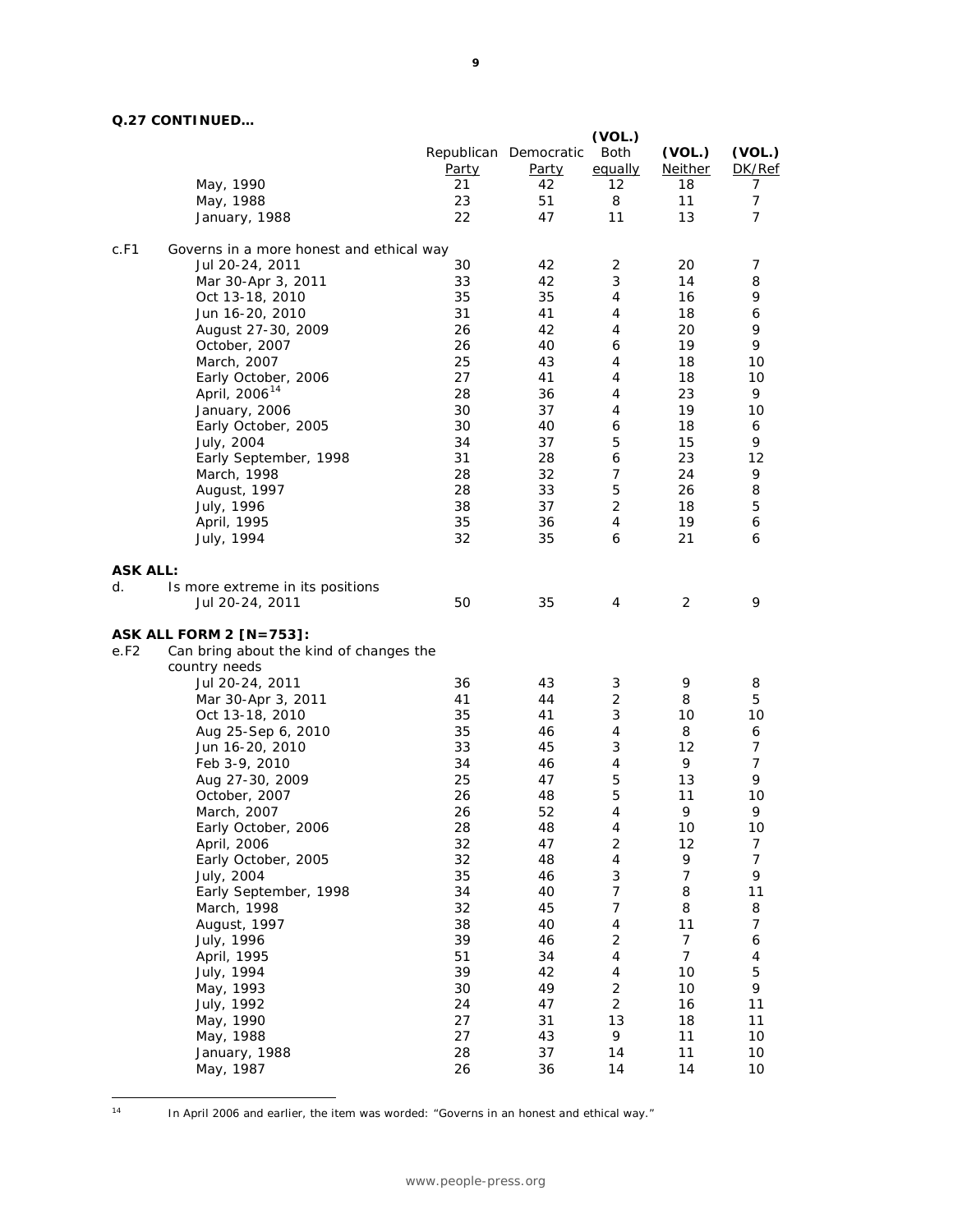**Q.27 CONTINUED…**

| | | Republican Party | Democratic Party | (VOL.) Both equally | (VOL.) Neither | (VOL.) DK/Ref |
|---|---|---|---|---|---|---|
| | May, 1990 | 21 | 42 | 12 | 18 | 7 |
| | May, 1988 | 23 | 51 | 8 | 11 | 7 |
| | January, 1988 | 22 | 47 | 11 | 13 | 7 |
| c.F1 | Governs in a more honest and ethical way | | | | | |
| | Jul 20-24, 2011 | 30 | 42 | 2 | 20 | 7 |
| | Mar 30-Apr 3, 2011 | 33 | 42 | 3 | 14 | 8 |
| | Oct 13-18, 2010 | 35 | 35 | 4 | 16 | 9 |
| | Jun 16-20, 2010 | 31 | 41 | 4 | 18 | 6 |
| | August 27-30, 2009 | 26 | 42 | 4 | 20 | 9 |
| | October, 2007 | 26 | 40 | 6 | 19 | 9 |
| | March, 2007 | 25 | 43 | 4 | 18 | 10 |
| | Early October, 2006 | 27 | 41 | 4 | 18 | 10 |
| | April, 2006[14] | 28 | 36 | 4 | 23 | 9 |
| | January, 2006 | 30 | 37 | 4 | 19 | 10 |
| | Early October, 2005 | 30 | 40 | 6 | 18 | 6 |
| | July, 2004 | 34 | 37 | 5 | 15 | 9 |
| | Early September, 1998 | 31 | 28 | 6 | 23 | 12 |
| | March, 1998 | 28 | 32 | 7 | 24 | 9 |
| | August, 1997 | 28 | 33 | 5 | 26 | 8 |
| | July, 1996 | 38 | 37 | 2 | 18 | 5 |
| | April, 1995 | 35 | 36 | 4 | 19 | 6 |
| | July, 1994 | 32 | 35 | 6 | 21 | 6 |
| **ASK ALL:** | | | | | | |
| d. | Is more extreme in its positions | | | | | |
| | Jul 20-24, 2011 | 50 | 35 | 4 | 2 | 9 |
| **ASK ALL FORM 2 [N=753]:** | | | | | | |
| e.F2 | Can bring about the kind of changes the country needs | | | | | |
| | Jul 20-24, 2011 | 36 | 43 | 3 | 9 | 8 |
| | Mar 30-Apr 3, 2011 | 41 | 44 | 2 | 8 | 5 |
| | Oct 13-18, 2010 | 35 | 41 | 3 | 10 | 10 |
| | Aug 25-Sep 6, 2010 | 35 | 46 | 4 | 8 | 6 |
| | Jun 16-20, 2010 | 33 | 45 | 3 | 12 | 7 |
| | Feb 3-9, 2010 | 34 | 46 | 4 | 9 | 7 |
| | Aug 27-30, 2009 | 25 | 47 | 5 | 13 | 9 |
| | October, 2007 | 26 | 48 | 5 | 11 | 10 |
| | March, 2007 | 26 | 52 | 4 | 9 | 9 |
| | Early October, 2006 | 28 | 48 | 4 | 10 | 10 |
| | April, 2006 | 32 | 47 | 2 | 12 | 7 |
| | Early October, 2005 | 32 | 48 | 4 | 9 | 7 |
| | July, 2004 | 35 | 46 | 3 | 7 | 9 |
| | Early September, 1998 | 34 | 40 | 7 | 8 | 11 |
| | March, 1998 | 32 | 45 | 7 | 8 | 8 |
| | August, 1997 | 38 | 40 | 4 | 11 | 7 |
| | July, 1996 | 39 | 46 | 2 | 7 | 6 |
| | April, 1995 | 51 | 34 | 4 | 7 | 4 |
| | July, 1994 | 39 | 42 | 4 | 10 | 5 |
| | May, 1993 | 30 | 49 | 2 | 10 | 9 |
| | July, 1992 | 24 | 47 | 2 | 16 | 11 |
| | May, 1990 | 27 | 31 | 13 | 18 | 11 |
| | May, 1988 | 27 | 43 | 9 | 11 | 10 |
| | January, 1988 | 28 | 37 | 14 | 11 | 10 |
| | May, 1987 | 26 | 36 | 14 | 14 | 10 |

[14] In April 2006 and earlier, the item was worded: "Governs in an honest and ethical way."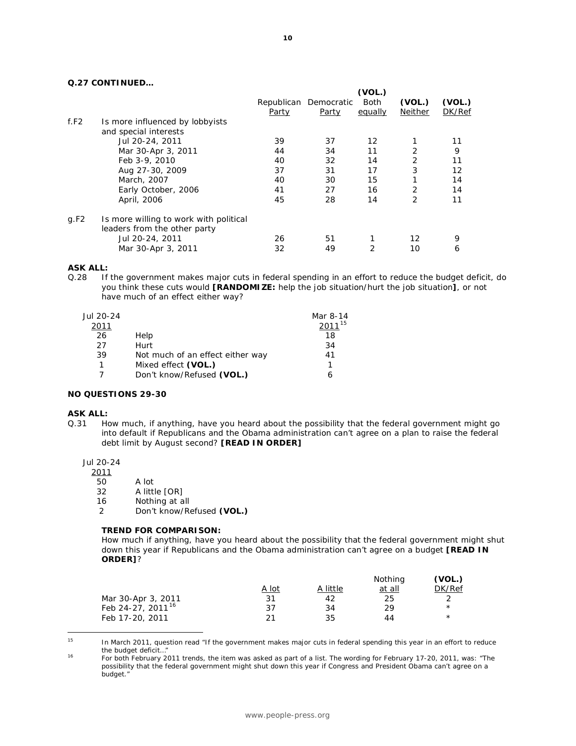**Q.27 CONTINUED…**

| | | Republican Party | Democratic Party | (VOL.) Both equally | (VOL.) Neither | (VOL.) DK/Ref |
|---|---|---|---|---|---|---|
| f.F2 | Is more influenced by lobbyists and special interests | | | | | |
| | Jul 20-24, 2011 | 39 | 37 | 12 | 1 | 11 |
| | Mar 30-Apr 3, 2011 | 44 | 34 | 11 | 2 | 9 |
| | Feb 3-9, 2010 | 40 | 32 | 14 | 2 | 11 |
| | Aug 27-30, 2009 | 37 | 31 | 17 | 3 | 12 |
| | March, 2007 | 40 | 30 | 15 | 1 | 14 |
| | Early October, 2006 | 41 | 27 | 16 | 2 | 14 |
| | April, 2006 | 45 | 28 | 14 | 2 | 11 |
| g.F2 | Is more willing to work with political leaders from the other party | | | | | |
| | Jul 20-24, 2011 | 26 | 51 | 1 | 12 | 9 |
| | Mar 30-Apr 3, 2011 | 32 | 49 | 2 | 10 | 6 |

**ASK ALL:**

Q.28 If the government makes major cuts in federal spending in an effort to reduce the budget deficit, do you think these cuts would **[RANDOMIZE:** help the job situation/hurt the job situation**]**, or not have much of an effect either way?

| Jul 20-24 2011 | | Mar 8-14 2011[15] |
|---|---|---|
| 26 | Help | 18 |
| 27 | Hurt | 34 |
| 39 | Not much of an effect either way | 41 |
| 1 | Mixed effect **(VOL.)** | 1 |
| 7 | Don't know/Refused **(VOL.)** | 6 |

**NO QUESTIONS 29-30**

**ASK ALL:**

Q.31 How much, if anything, have you heard about the possibility that the federal government might go into default if Republicans and the Obama administration can't agree on a plan to raise the federal debt limit by August second? **[READ IN ORDER]**

| Jul 20-24 2011 | |
|---|---|
| 50 | A lot |
| 32 | A little [OR] |
| 16 | Nothing at all |
| 2 | Don't know/Refused **(VOL.)** |

**TREND FOR COMPARISON:**

How much if anything, have you heard about the possibility that the federal government might shut down this year if Republicans and the Obama administration can't agree on a budget **[READ IN ORDER]**?

| | A lot | A little | Nothing at all | (VOL.) DK/Ref |
|---|---|---|---|---|
| Mar 30-Apr 3, 2011 | 31 | 42 | 25 | 2 |
| Feb 24-27, 2011[16] | 37 | 34 | 29 | * |
| Feb 17-20, 2011 | 21 | 35 | 44 | * |

---

[15] In March 2011, question read "If the government makes major cuts in federal spending this year in an effort to reduce the budget deficit…"

[16] For both February 2011 trends, the item was asked as part of a list. The wording for February 17-20, 2011, was: "The possibility that the federal government might shut down this year if Congress and President Obama can't agree on a budget."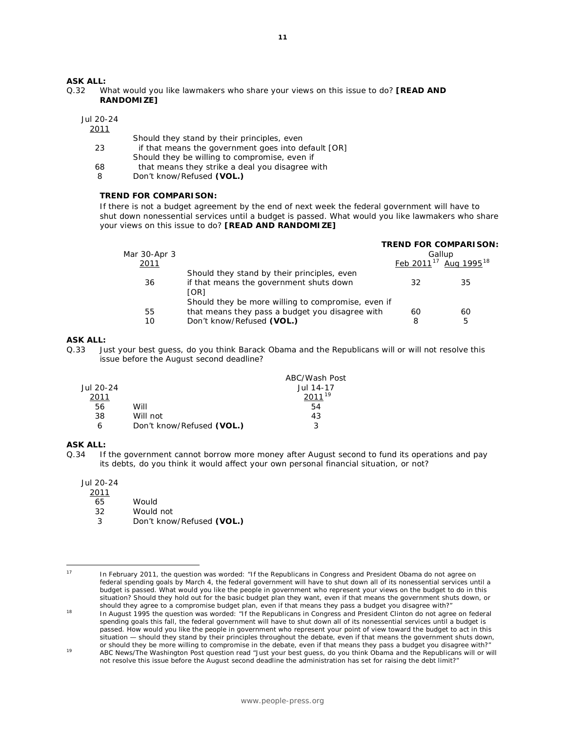**ASK ALL:**

Q.32 What would you like lawmakers who share your views on this issue to do? **[READ AND RANDOMIZE]**

| Jul 20-24 2011 | |
|---|---|
| 23 | Should they stand by their principles, even if that means the government goes into default [OR] |
| 68 | Should they be willing to compromise, even if that means they strike a deal you disagree with |
| 8 | Don't know/Refused **(VOL.)** |

**TREND FOR COMPARISON:**

If there is not a budget agreement by the end of next week the federal government will have to shut down nonessential services until a budget is passed. What would you like lawmakers who share your views on this issue to do? **[READ AND RANDOMIZE]**

| Mar 30-Apr 3 2011 | | **TREND FOR COMPARISON:** Gallup Feb 2011[17] | Aug 1995[18] |
|---|---|---|---|
| 36 | Should they stand by their principles, even if that means the government shuts down [OR] | 32 | 35 |
| 55 | Should they be more willing to compromise, even if that means they pass a budget you disagree with | 60 | 60 |
| 10 | Don't know/Refused **(VOL.)** | 8 | 5 |

**ASK ALL:**

Q.33 Just your best guess, do you think Barack Obama and the Republicans will or will not resolve this issue before the August second deadline?

| Jul 20-24 2011 | | ABC/Wash Post Jul 14-17 2011[19] |
|---|---|---|
| 56 | Will | 54 |
| 38 | Will not | 43 |
| 6 | Don't know/Refused **(VOL.)** | 3 |

**ASK ALL:**

Q.34 If the government cannot borrow more money after August second to fund its operations and pay its debts, do you think it would affect your own personal financial situation, or not?

| Jul 20-24 2011 | |
|---|---|
| 65 | Would |
| 32 | Would not |
| 3 | Don't know/Refused **(VOL.)** |

---

[17] In February 2011, the question was worded: "If the Republicans in Congress and President Obama do not agree on federal spending goals by March 4, the federal government will have to shut down all of its nonessential services until a budget is passed. What would you like the people in government who represent your views on the budget to do in this situation? Should they hold out for the basic budget plan they want, even if that means the government shuts down, or should they agree to a compromise budget plan, even if that means they pass a budget you disagree with?"

[18] In August 1995 the question was worded: "If the Republicans in Congress and President Clinton do not agree on federal spending goals this fall, the federal government will have to shut down all of its nonessential services until a budget is passed. How would you like the people in government who represent your point of view toward the budget to act in this situation — should they stand by their principles throughout the debate, even if that means the government shuts down, or should they be more willing to compromise in the debate, even if that means they pass a budget you disagree with?"

[19] ABC News/The Washington Post question read "Just your best guess, do you think Obama and the Republicans will or will not resolve this issue before the August second deadline the administration has set for raising the debt limit?"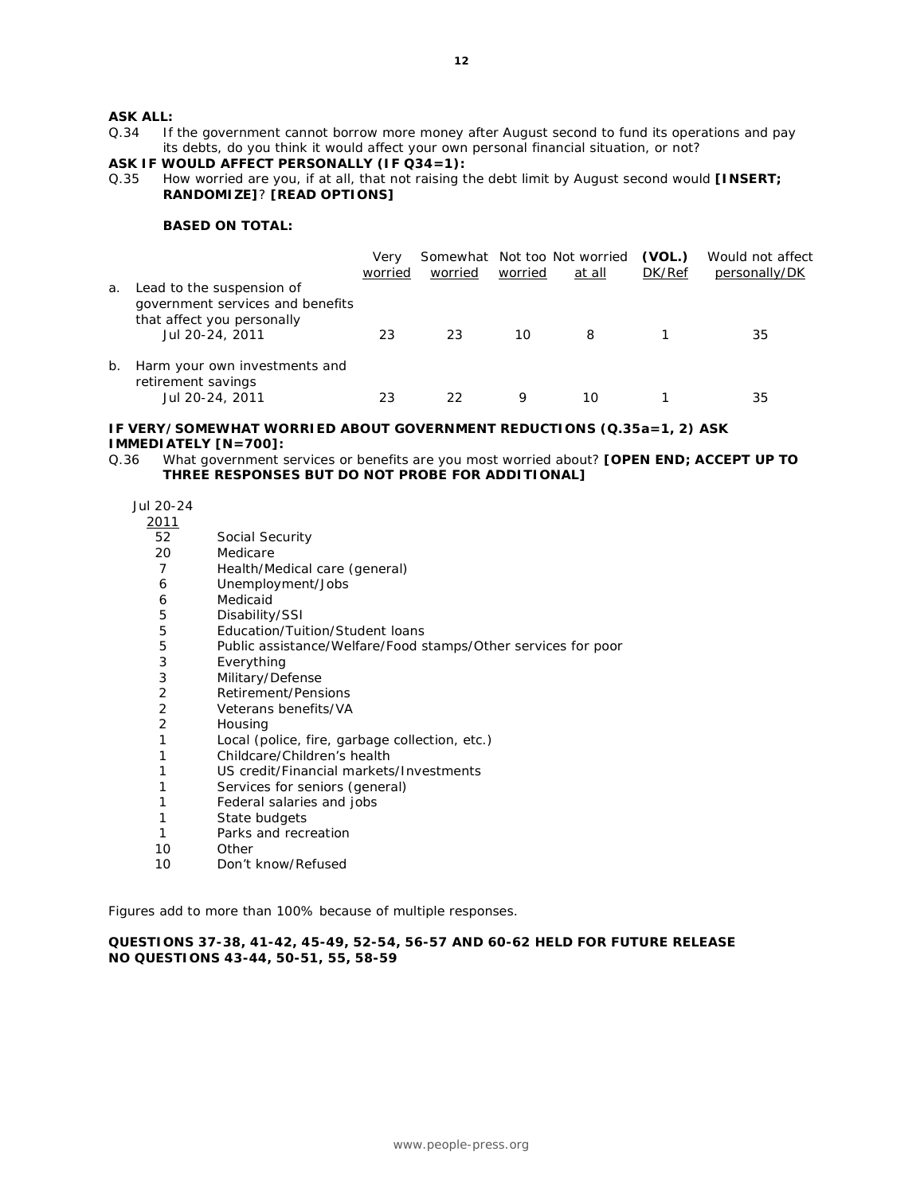**ASK ALL:**

Q.34 If the government cannot borrow more money after August second to fund its operations and pay its debts, do you think it would affect your own personal financial situation, or not?

**ASK IF WOULD AFFECT PERSONALLY (IF Q34=1):**

Q.35 How worried are you, if at all, that not raising the debt limit by August second would **[INSERT; RANDOMIZE]**? **[READ OPTIONS]**

**BASED ON TOTAL:**

| | Very worried | Somewhat worried | Not too worried | Not worried at all | (VOL.) DK/Ref | Would not affect personally/DK |
|---|---|---|---|---|---|---|
| a. Lead to the suspension of government services and benefits that affect you personally | | | | | | |
| Jul 20-24, 2011 | 23 | 23 | 10 | 8 | 1 | 35 |
| b. Harm your own investments and retirement savings | | | | | | |
| Jul 20-24, 2011 | 23 | 22 | 9 | 10 | 1 | 35 |

**IF VERY/SOMEWHAT WORRIED ABOUT GOVERNMENT REDUCTIONS (Q.35a=1, 2) ASK IMMEDIATELY [N=700]:**

Q.36 What government services or benefits are you most worried about? **[OPEN END; ACCEPT UP TO THREE RESPONSES BUT DO NOT PROBE FOR ADDITIONAL]**

| Jul 20-24 2011 | |
|---|---|
| 52 | Social Security |
| 20 | Medicare |
| 7 | Health/Medical care (general) |
| 6 | Unemployment/Jobs |
| 6 | Medicaid |
| 5 | Disability/SSI |
| 5 | Education/Tuition/Student loans |
| 5 | Public assistance/Welfare/Food stamps/Other services for poor |
| 3 | Everything |
| 3 | Military/Defense |
| 2 | Retirement/Pensions |
| 2 | Veterans benefits/VA |
| 2 | Housing |
| 1 | Local (police, fire, garbage collection, etc.) |
| 1 | Childcare/Children's health |
| 1 | US credit/Financial markets/Investments |
| 1 | Services for seniors (general) |
| 1 | Federal salaries and jobs |
| 1 | State budgets |
| 1 | Parks and recreation |
| 10 | Other |
| 10 | Don't know/Refused |

Figures add to more than 100% because of multiple responses.

**QUESTIONS 37-38, 41-42, 45-49, 52-54, 56-57 AND 60-62 HELD FOR FUTURE RELEASE**
**NO QUESTIONS 43-44, 50-51, 55, 58-59**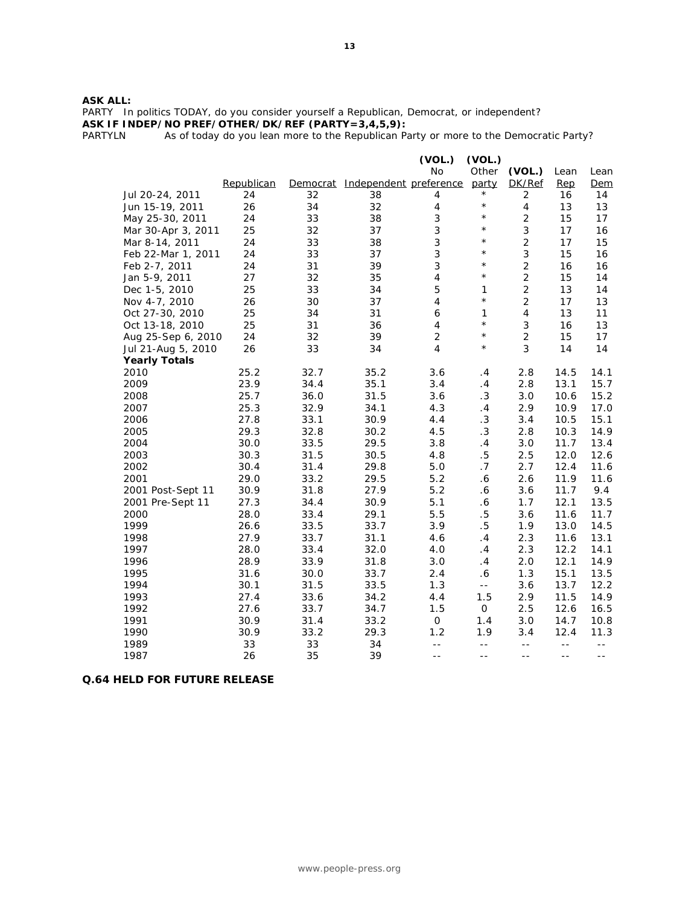**ASK ALL:**

PARTY In politics TODAY, do you consider yourself a Republican, Democrat, or independent?

**ASK IF INDEP/NO PREF/OTHER/DK/REF (PARTY=3,4,5,9):**

PARTYLN As of today do you lean more to the Republican Party or more to the Democratic Party?

| | Republican | Democrat | Independent | (VOL.) No preference | (VOL.) Other party | (VOL.) DK/Ref | Lean Rep | Lean Dem |
|---|---|---|---|---|---|---|---|---|
| Jul 20-24, 2011 | 24 | 32 | 38 | 4 | * | 2 | 16 | 14 |
| Jun 15-19, 2011 | 26 | 34 | 32 | 4 | * | 4 | 13 | 13 |
| May 25-30, 2011 | 24 | 33 | 38 | 3 | * | 2 | 15 | 17 |
| Mar 30-Apr 3, 2011 | 25 | 32 | 37 | 3 | * | 3 | 17 | 16 |
| Mar 8-14, 2011 | 24 | 33 | 38 | 3 | * | 2 | 17 | 15 |
| Feb 22-Mar 1, 2011 | 24 | 33 | 37 | 3 | * | 3 | 15 | 16 |
| Feb 2-7, 2011 | 24 | 31 | 39 | 3 | * | 2 | 16 | 16 |
| Jan 5-9, 2011 | 27 | 32 | 35 | 4 | * | 2 | 15 | 14 |
| Dec 1-5, 2010 | 25 | 33 | 34 | 5 | 1 | 2 | 13 | 14 |
| Nov 4-7, 2010 | 26 | 30 | 37 | 4 | * | 2 | 17 | 13 |
| Oct 27-30, 2010 | 25 | 34 | 31 | 6 | 1 | 4 | 13 | 11 |
| Oct 13-18, 2010 | 25 | 31 | 36 | 4 | * | 3 | 16 | 13 |
| Aug 25-Sep 6, 2010 | 24 | 32 | 39 | 2 | * | 2 | 15 | 17 |
| Jul 21-Aug 5, 2010 | 26 | 33 | 34 | 4 | * | 3 | 14 | 14 |
| **Yearly Totals** | | | | | | | | |
| 2010 | 25.2 | 32.7 | 35.2 | 3.6 | .4 | 2.8 | 14.5 | 14.1 |
| 2009 | 23.9 | 34.4 | 35.1 | 3.4 | .4 | 2.8 | 13.1 | 15.7 |
| 2008 | 25.7 | 36.0 | 31.5 | 3.6 | .3 | 3.0 | 10.6 | 15.2 |
| 2007 | 25.3 | 32.9 | 34.1 | 4.3 | .4 | 2.9 | 10.9 | 17.0 |
| 2006 | 27.8 | 33.1 | 30.9 | 4.4 | .3 | 3.4 | 10.5 | 15.1 |
| 2005 | 29.3 | 32.8 | 30.2 | 4.5 | .3 | 2.8 | 10.3 | 14.9 |
| 2004 | 30.0 | 33.5 | 29.5 | 3.8 | .4 | 3.0 | 11.7 | 13.4 |
| 2003 | 30.3 | 31.5 | 30.5 | 4.8 | .5 | 2.5 | 12.0 | 12.6 |
| 2002 | 30.4 | 31.4 | 29.8 | 5.0 | .7 | 2.7 | 12.4 | 11.6 |
| 2001 | 29.0 | 33.2 | 29.5 | 5.2 | .6 | 2.6 | 11.9 | 11.6 |
| 2001 Post-Sept 11 | 30.9 | 31.8 | 27.9 | 5.2 | .6 | 3.6 | 11.7 | 9.4 |
| 2001 Pre-Sept 11 | 27.3 | 34.4 | 30.9 | 5.1 | .6 | 1.7 | 12.1 | 13.5 |
| 2000 | 28.0 | 33.4 | 29.1 | 5.5 | .5 | 3.6 | 11.6 | 11.7 |
| 1999 | 26.6 | 33.5 | 33.7 | 3.9 | .5 | 1.9 | 13.0 | 14.5 |
| 1998 | 27.9 | 33.7 | 31.1 | 4.6 | .4 | 2.3 | 11.6 | 13.1 |
| 1997 | 28.0 | 33.4 | 32.0 | 4.0 | .4 | 2.3 | 12.2 | 14.1 |
| 1996 | 28.9 | 33.9 | 31.8 | 3.0 | .4 | 2.0 | 12.1 | 14.9 |
| 1995 | 31.6 | 30.0 | 33.7 | 2.4 | .6 | 1.3 | 15.1 | 13.5 |
| 1994 | 30.1 | 31.5 | 33.5 | 1.3 | -- | 3.6 | 13.7 | 12.2 |
| 1993 | 27.4 | 33.6 | 34.2 | 4.4 | 1.5 | 2.9 | 11.5 | 14.9 |
| 1992 | 27.6 | 33.7 | 34.7 | 1.5 | 0 | 2.5 | 12.6 | 16.5 |
| 1991 | 30.9 | 31.4 | 33.2 | 0 | 1.4 | 3.0 | 14.7 | 10.8 |
| 1990 | 30.9 | 33.2 | 29.3 | 1.2 | 1.9 | 3.4 | 12.4 | 11.3 |
| 1989 | 33 | 33 | 34 | -- | -- | -- | -- | -- |
| 1987 | 26 | 35 | 39 | -- | -- | -- | -- | -- |

**Q.64 HELD FOR FUTURE RELEASE**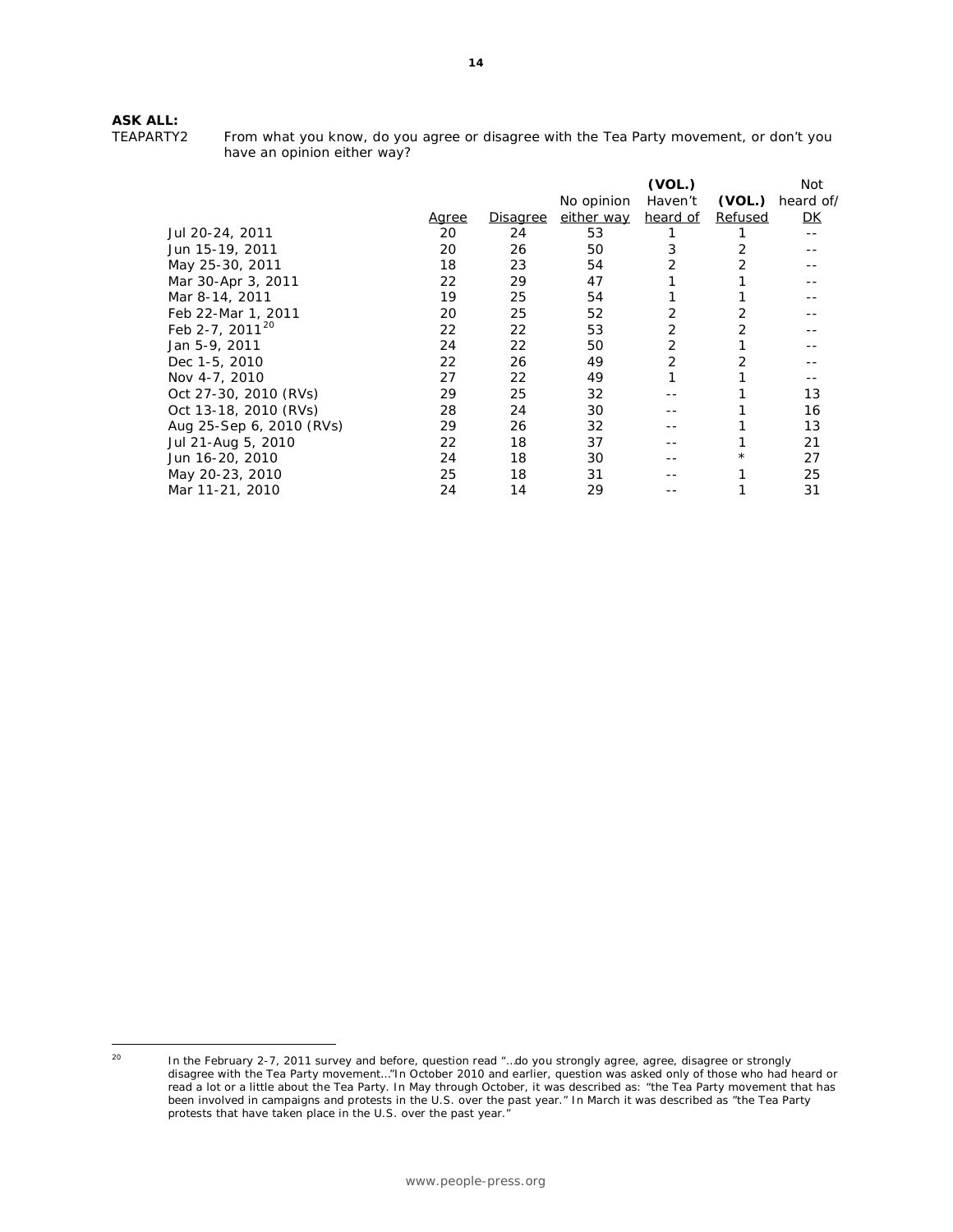**ASK ALL:**

TEAPARTY2 From what you know, do you agree or disagree with the Tea Party movement, or don't you have an opinion either way?

| | Agree | Disagree | No opinion either way | (VOL.) Haven't heard of | (VOL.) Refused | Not heard of/ DK |
|---|---|---|---|---|---|---|
| Jul 20-24, 2011 | 20 | 24 | 53 | 1 | 1 | -- |
| Jun 15-19, 2011 | 20 | 26 | 50 | 3 | 2 | -- |
| May 25-30, 2011 | 18 | 23 | 54 | 2 | 2 | -- |
| Mar 30-Apr 3, 2011 | 22 | 29 | 47 | 1 | 1 | -- |
| Mar 8-14, 2011 | 19 | 25 | 54 | 1 | 1 | -- |
| Feb 22-Mar 1, 2011 | 20 | 25 | 52 | 2 | 2 | -- |
| Feb 2-7, 2011[20] | 22 | 22 | 53 | 2 | 2 | -- |
| Jan 5-9, 2011 | 24 | 22 | 50 | 2 | 1 | -- |
| Dec 1-5, 2010 | 22 | 26 | 49 | 2 | 2 | -- |
| Nov 4-7, 2010 | 27 | 22 | 49 | 1 | 1 | -- |
| Oct 27-30, 2010 (RVs) | 29 | 25 | 32 | -- | 1 | 13 |
| Oct 13-18, 2010 (RVs) | 28 | 24 | 30 | -- | 1 | 16 |
| Aug 25-Sep 6, 2010 (RVs) | 29 | 26 | 32 | -- | 1 | 13 |
| Jul 21-Aug 5, 2010 | 22 | 18 | 37 | -- | 1 | 21 |
| Jun 16-20, 2010 | 24 | 18 | 30 | -- | * | 27 |
| May 20-23, 2010 | 25 | 18 | 31 | -- | 1 | 25 |
| Mar 11-21, 2010 | 24 | 14 | 29 | -- | 1 | 31 |

[20] In the February 2-7, 2011 survey and before, question read "…do you strongly agree, agree, disagree or strongly disagree with the Tea Party movement…"In October 2010 and earlier, question was asked only of those who had heard or read a lot or a little about the Tea Party. In May through October, it was described as: "the Tea Party movement that has been involved in campaigns and protests in the U.S. over the past year." In March it was described as "the Tea Party protests that have taken place in the U.S. over the past year."